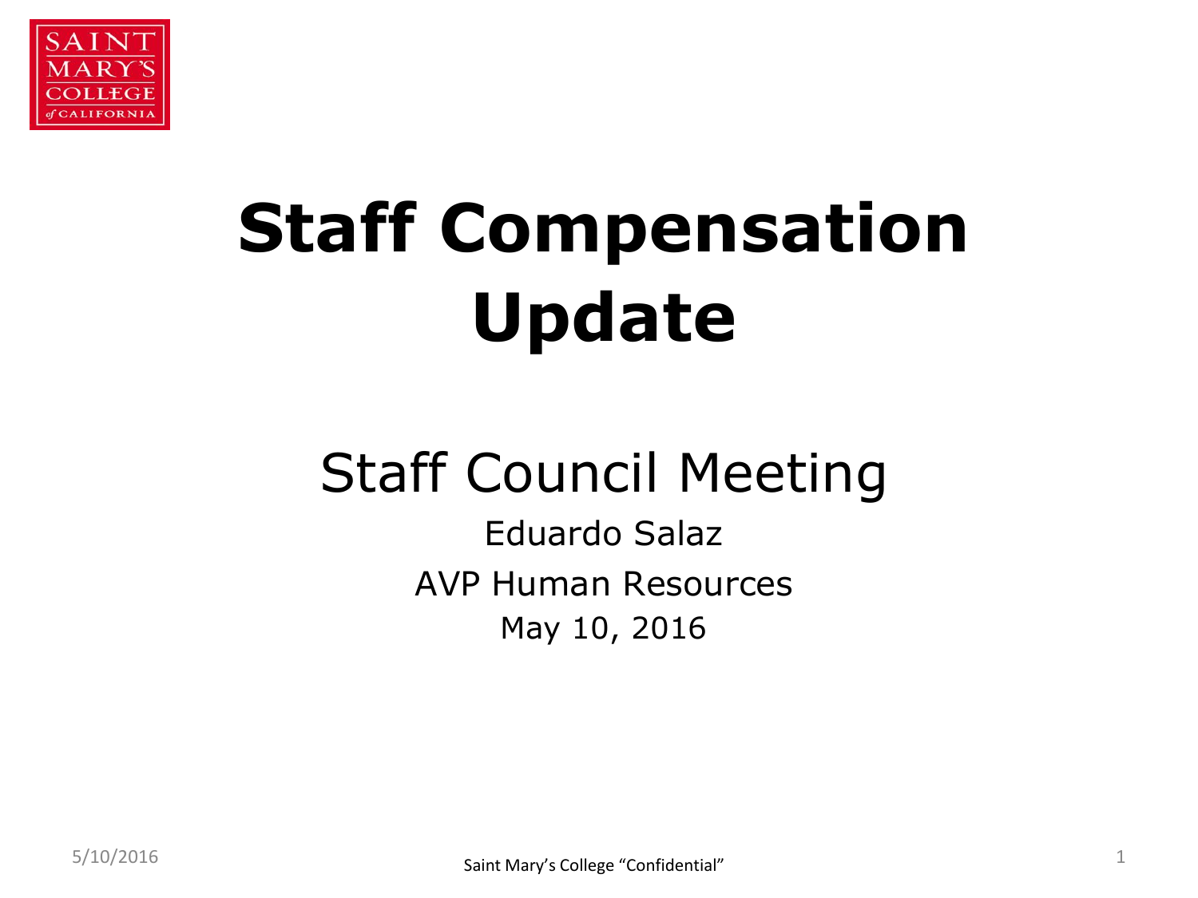# Staff Compensation Update

## Staff Council Meeting

Eduardo Salaz

AVP Human Resources

May 10, 2016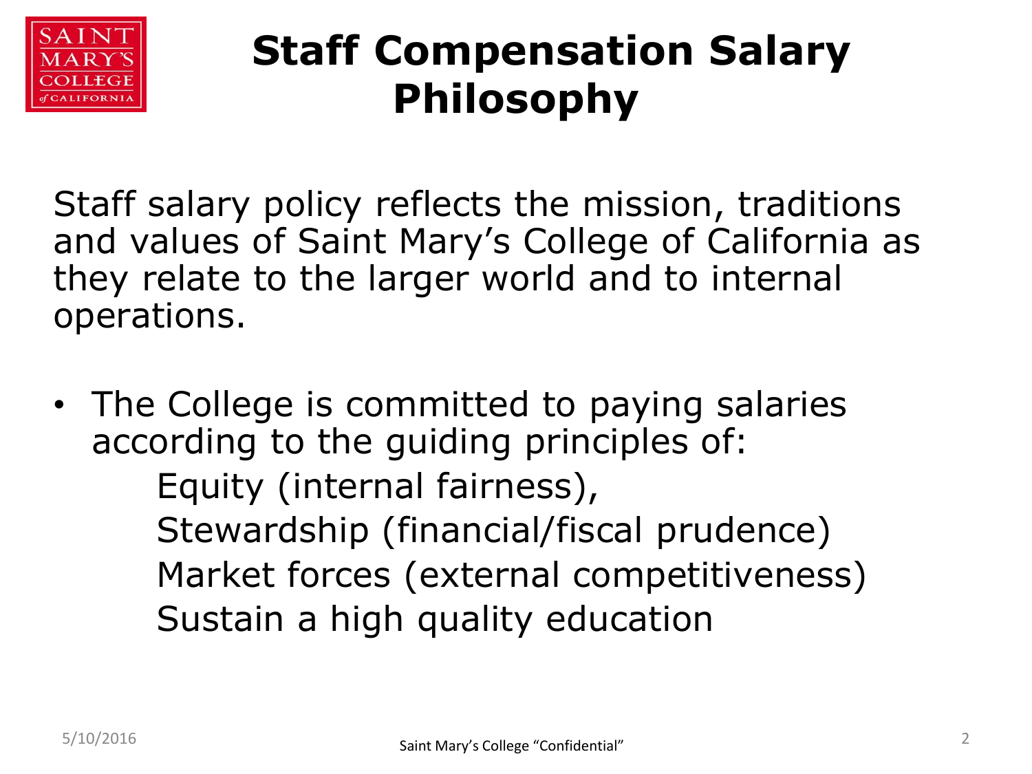# Staff Compensation Salary Philosophy

Staff salary policy reflects the mission, traditions and values of Saint Mary's College of California as they relate to the larger world and to internal operations.

- The College is committed to paying salaries according to the guiding principles of:
  - Equity (internal fairness),
  - Stewardship (financial/fiscal prudence)
  - Market forces (external competitiveness)
  - Sustain a high quality education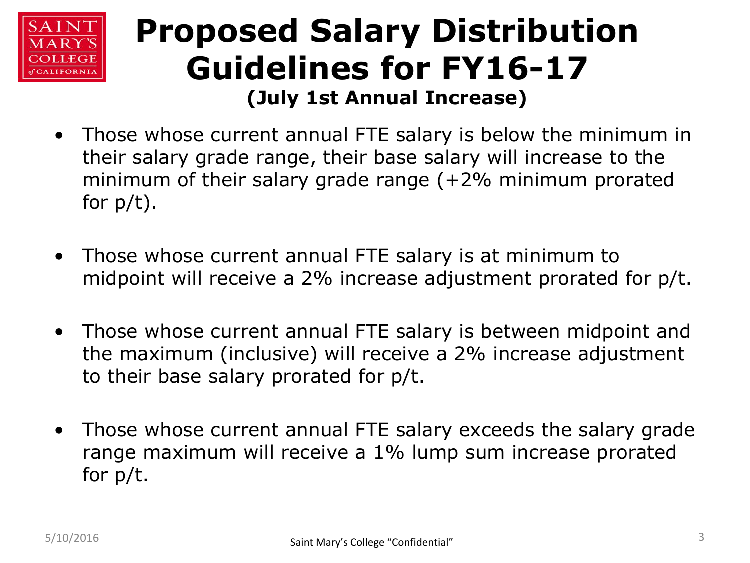# Proposed Salary Distribution Guidelines for FY16-17

**(July 1st Annual Increase)**

- Those whose current annual FTE salary is below the minimum in their salary grade range, their base salary will increase to the minimum of their salary grade range (+2% minimum prorated for p/t).

- Those whose current annual FTE salary is at minimum to midpoint will receive a 2% increase adjustment prorated for p/t.

- Those whose current annual FTE salary is between midpoint and the maximum (inclusive) will receive a 2% increase adjustment to their base salary prorated for p/t.

- Those whose current annual FTE salary exceeds the salary grade range maximum will receive a 1% lump sum increase prorated for p/t.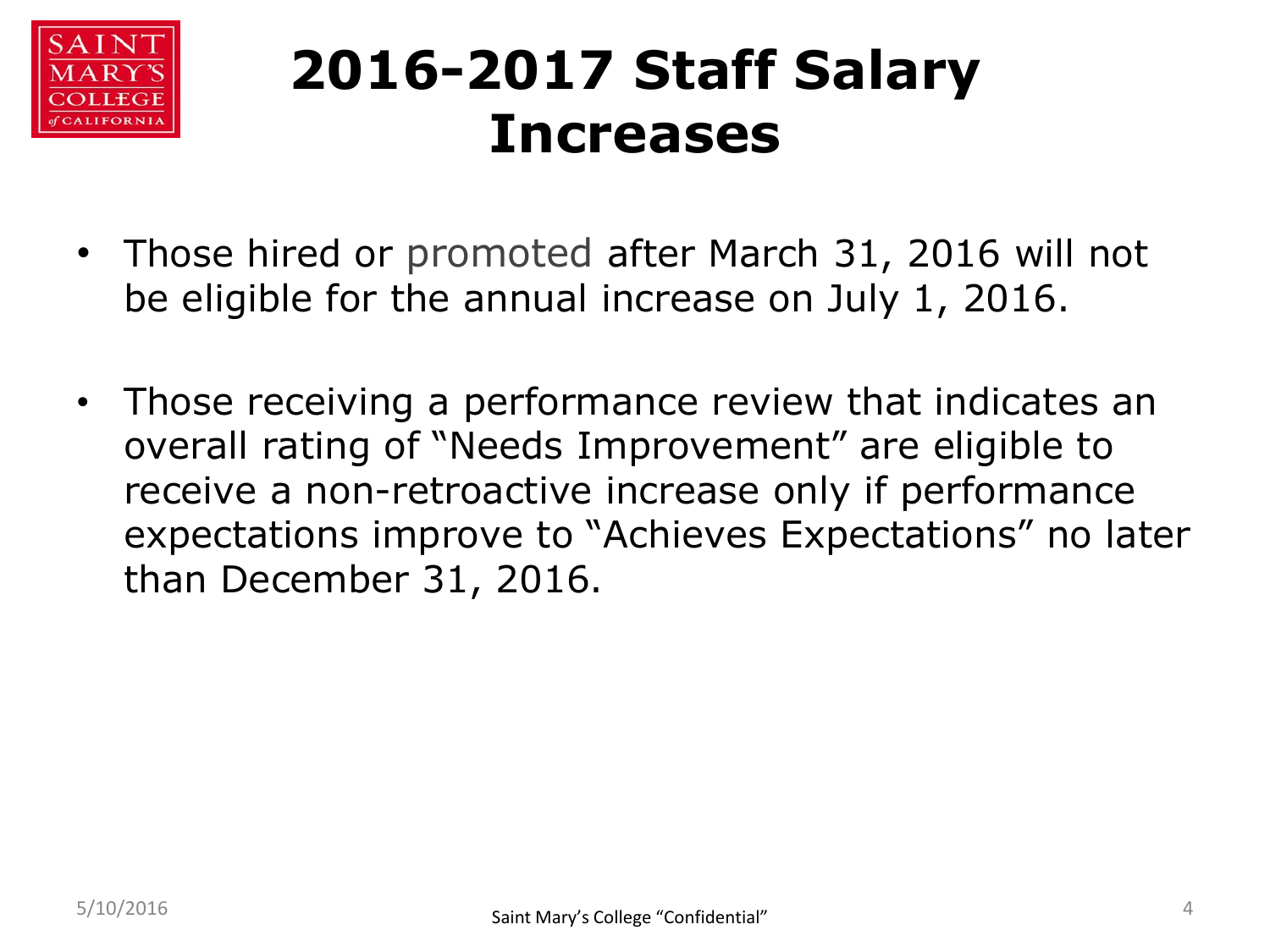# 2016-2017 Staff Salary Increases

- Those hired or promoted after March 31, 2016 will not be eligible for the annual increase on July 1, 2016.
- Those receiving a performance review that indicates an overall rating of "Needs Improvement" are eligible to receive a non-retroactive increase only if performance expectations improve to "Achieves Expectations" no later than December 31, 2016.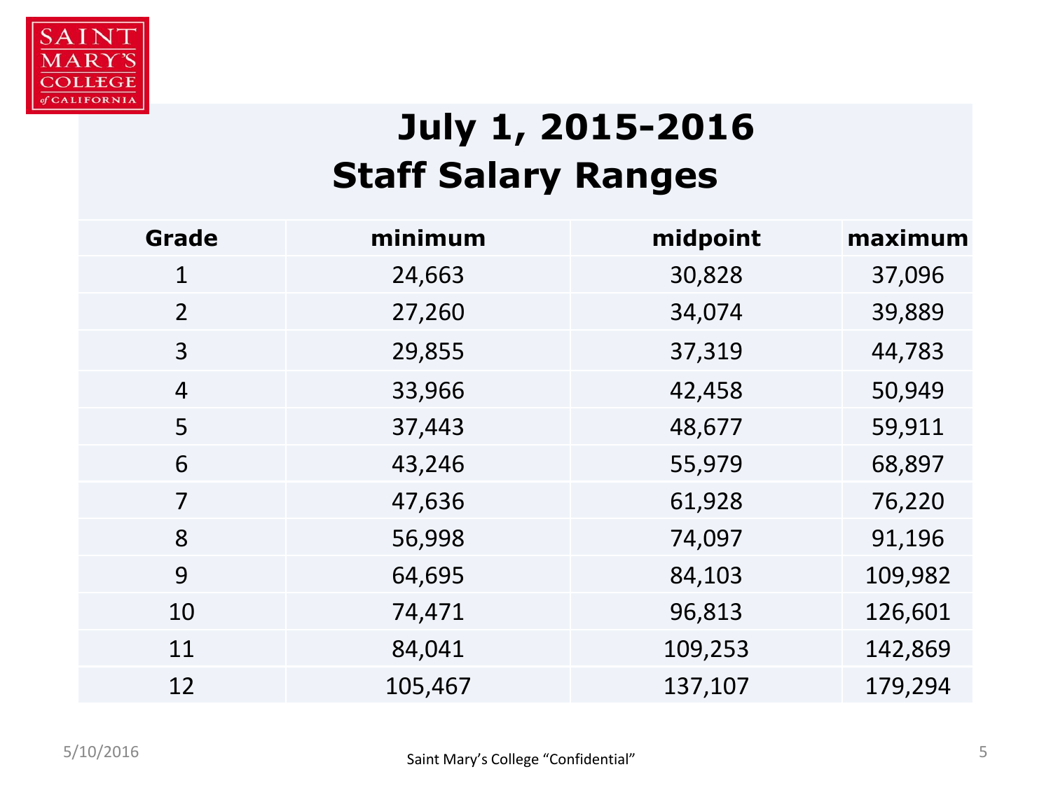# July 1, 2015-2016
# Staff Salary Ranges

| Grade | minimum | midpoint | maximum |
|---|---|---|---|
| 1 | 24,663 | 30,828 | 37,096 |
| 2 | 27,260 | 34,074 | 39,889 |
| 3 | 29,855 | 37,319 | 44,783 |
| 4 | 33,966 | 42,458 | 50,949 |
| 5 | 37,443 | 48,677 | 59,911 |
| 6 | 43,246 | 55,979 | 68,897 |
| 7 | 47,636 | 61,928 | 76,220 |
| 8 | 56,998 | 74,097 | 91,196 |
| 9 | 64,695 | 84,103 | 109,982 |
| 10 | 74,471 | 96,813 | 126,601 |
| 11 | 84,041 | 109,253 | 142,869 |
| 12 | 105,467 | 137,107 | 179,294 |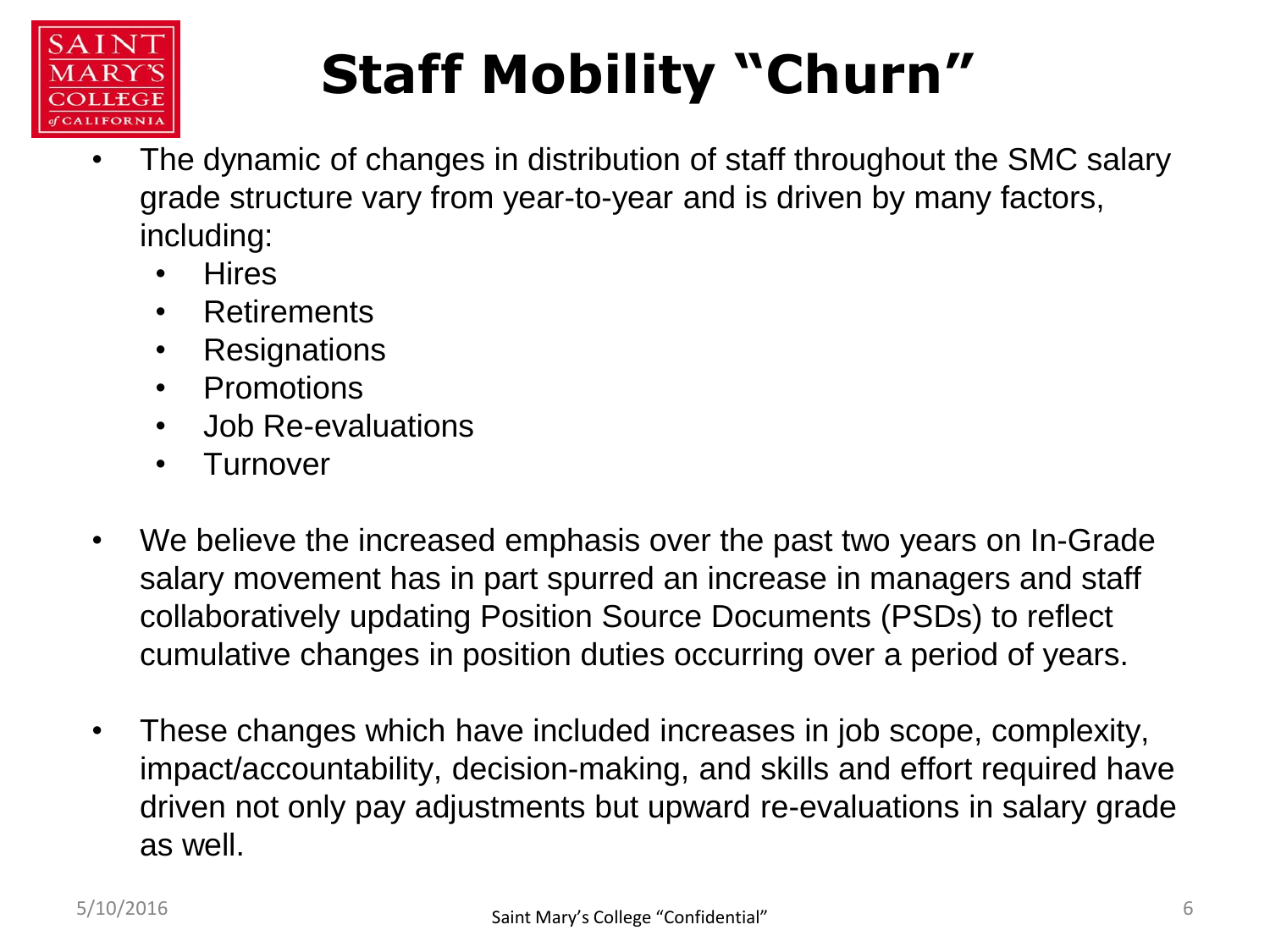# Staff Mobility "Churn"

- The dynamic of changes in distribution of staff throughout the SMC salary grade structure vary from year-to-year and is driven by many factors, including:
  - Hires
  - Retirements
  - Resignations
  - Promotions
  - Job Re-evaluations
  - Turnover

- We believe the increased emphasis over the past two years on In-Grade salary movement has in part spurred an increase in managers and staff collaboratively updating Position Source Documents (PSDs) to reflect cumulative changes in position duties occurring over a period of years.

- These changes which have included increases in job scope, complexity, impact/accountability, decision-making, and skills and effort required have driven not only pay adjustments but upward re-evaluations in salary grade as well.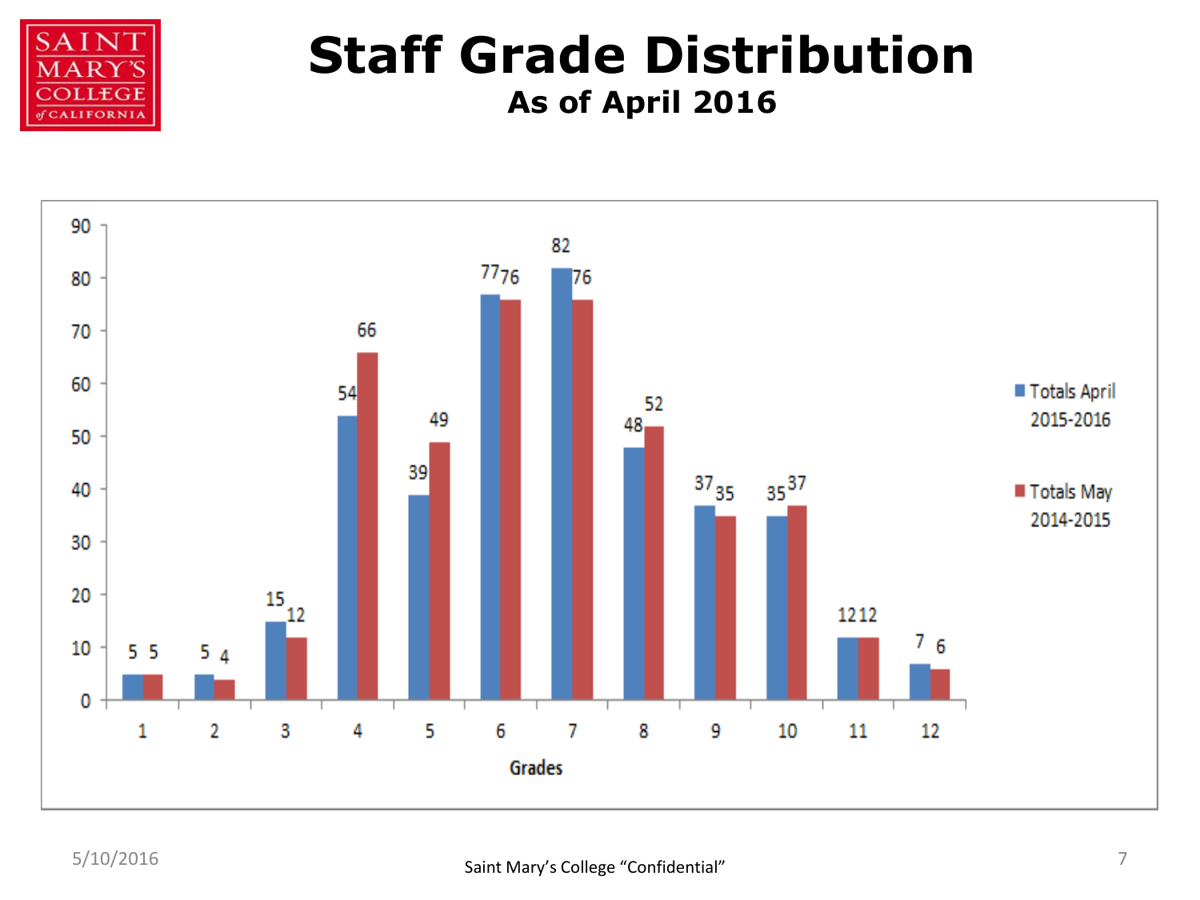# Staff Grade Distribution

## As of April 2016

| Grades | Totals April 2015-2016 | Totals May 2014-2015 |
|---|---|---|
| 1 | 5 | 5 |
| 2 | 5 | 4 |
| 3 | 15 | 12 |
| 4 | 54 | 66 |
| 5 | 39 | 49 |
| 6 | 77 | 76 |
| 7 | 82 | 76 |
| 8 | 48 | 52 |
| 9 | 37 | 35 |
| 10 | 35 | 37 |
| 11 | 12 | 12 |
| 12 | 7 | 6 |

5/10/2016

Saint Mary's College "Confidential"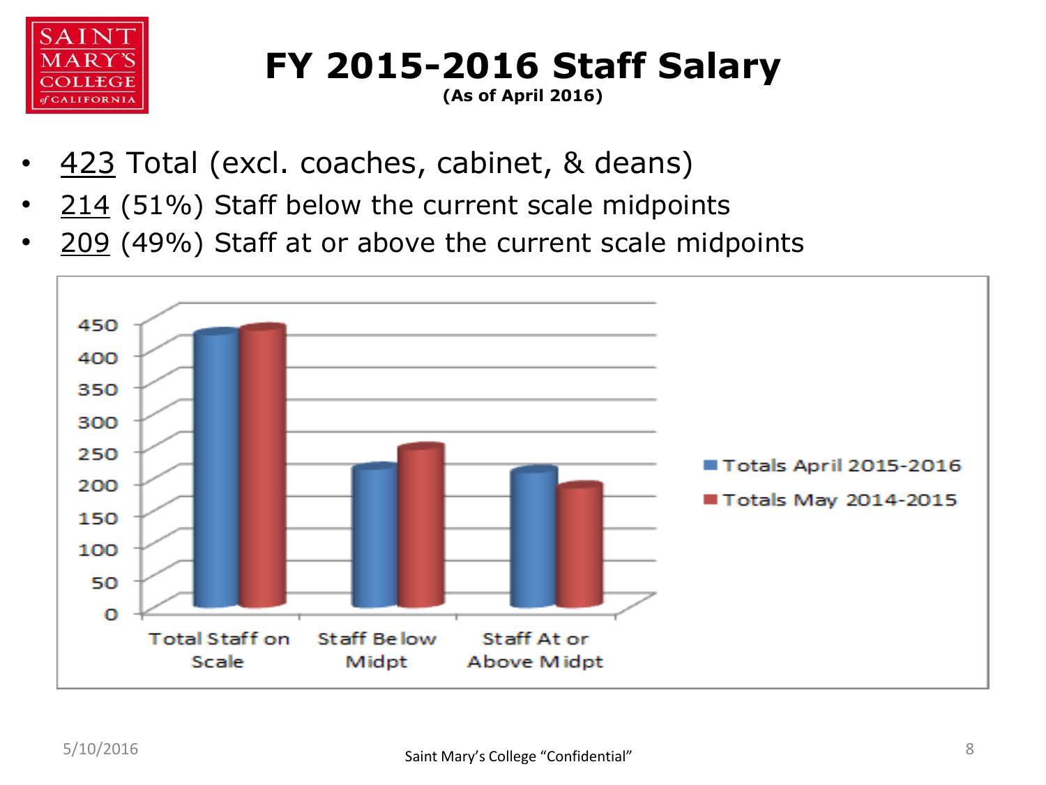# FY 2015-2016 Staff Salary

**(As of April 2016)**

- 423 Total (excl. coaches, cabinet, & deans)
- 214 (51%) Staff below the current scale midpoints
- 209 (49%) Staff at or above the current scale midpoints

Chart legend: Totals April 2015-2016; Totals May 2014-2015

Categories: Total Staff on Scale; Staff Below Midpt; Staff At or Above Midpt

Y-axis: 0, 50, 100, 150, 200, 250, 300, 350, 400, 450

Saint Mary's College "Confidential"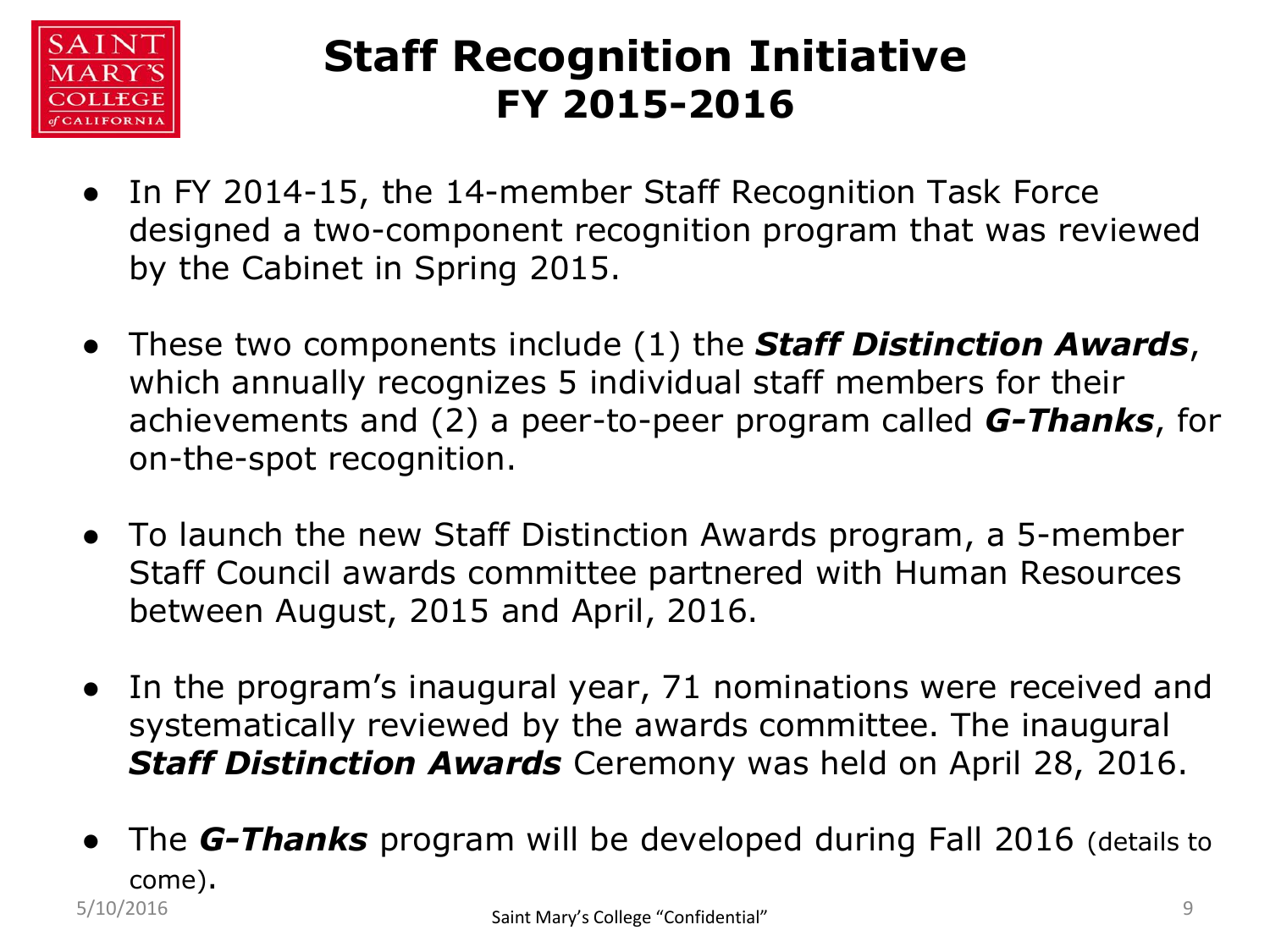# Staff Recognition Initiative
# FY 2015-2016

- In FY 2014-15, the 14-member Staff Recognition Task Force designed a two-component recognition program that was reviewed by the Cabinet in Spring 2015.
- These two components include (1) the ***Staff Distinction Awards***, which annually recognizes 5 individual staff members for their achievements and (2) a peer-to-peer program called ***G-Thanks***, for on-the-spot recognition.
- To launch the new Staff Distinction Awards program, a 5-member Staff Council awards committee partnered with Human Resources between August, 2015 and April, 2016.
- In the program's inaugural year, 71 nominations were received and systematically reviewed by the awards committee. The inaugural ***Staff Distinction Awards*** Ceremony was held on April 28, 2016.
- The ***G-Thanks*** program will be developed during Fall 2016 (details to come).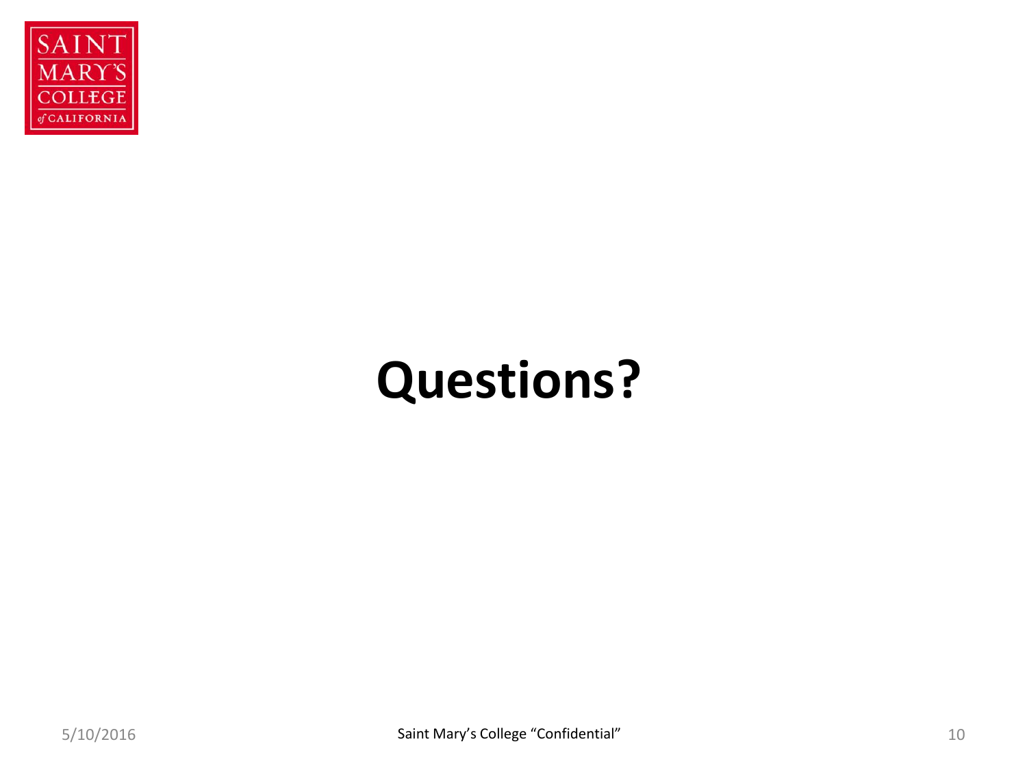# Questions?